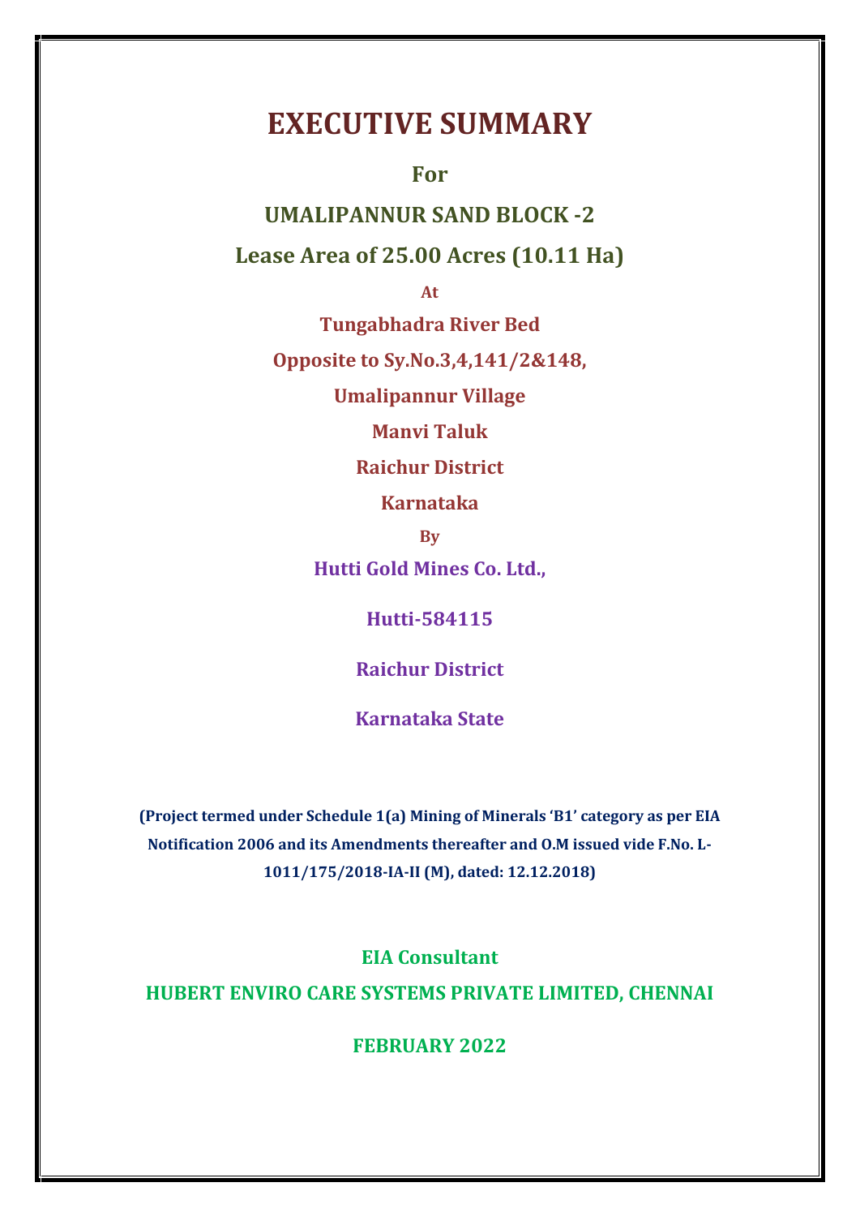# EXECUTIVE SUMMARY

**For**

**UMALIPANNUR SAND BLOCK -2**

**Lease Area of 25.00 Acres (10.11 Ha)**

**At**

**Tungabhadra River Bed**

**Opposite to Sy.No.3,4,141/2&148,**

**Umalipannur Village**

**Manvi Taluk**

**Raichur District**

**Karnataka**

**By**

**Hutti Gold Mines Co. Ltd.,**

**Hutti-584115**

**Raichur District**

**Karnataka State**

**(Project termed under Schedule 1(a) Mining of Minerals 'B1' category as per EIA Notification 2006 and its Amendments thereafter and O.M issued vide F.No. L-1011/175/2018-IA-II (M), dated: 12.12.2018)**

**EIA Consultant**

**HUBERT ENVIRO CARE SYSTEMS PRIVATE LIMITED, CHENNAI**

**FEBRUARY 2022**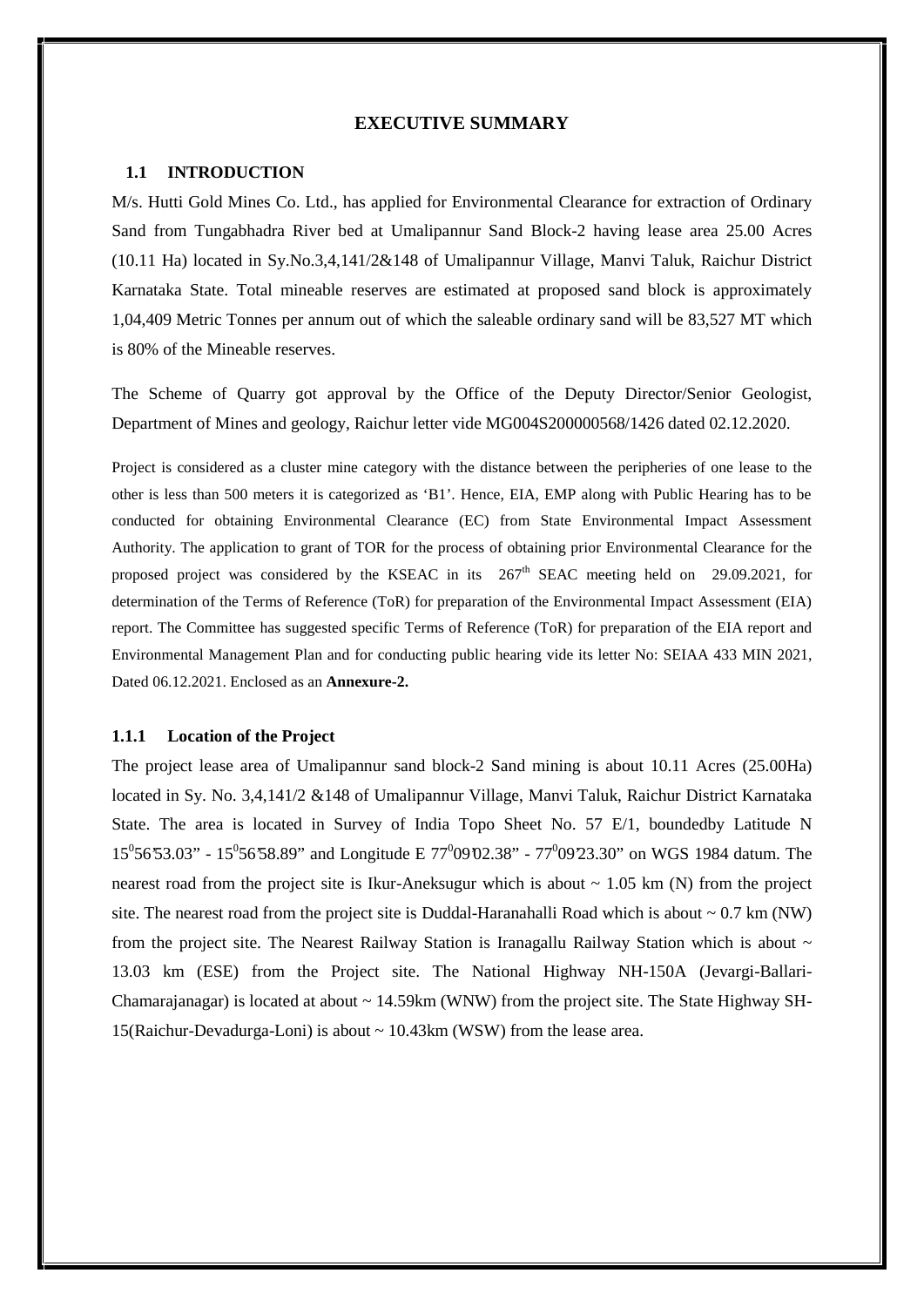# EXECUTIVE SUMMARY

## 1.1 INTRODUCTION

M/s. Hutti Gold Mines Co. Ltd., has applied for Environmental Clearance for extraction of Ordinary Sand from Tungabhadra River bed at Umalipannur Sand Block-2 having lease area 25.00 Acres (10.11 Ha) located in Sy.No.3,4,141/2&148 of Umalipannur Village, Manvi Taluk, Raichur District Karnataka State. Total mineable reserves are estimated at proposed sand block is approximately 1,04,409 Metric Tonnes per annum out of which the saleable ordinary sand will be 83,527 MT which is 80% of the Mineable reserves.

The Scheme of Quarry got approval by the Office of the Deputy Director/Senior Geologist, Department of Mines and geology, Raichur letter vide MG004S200000568/1426 dated 02.12.2020.

Project is considered as a cluster mine category with the distance between the peripheries of one lease to the other is less than 500 meters it is categorized as 'B1'. Hence, EIA, EMP along with Public Hearing has to be conducted for obtaining Environmental Clearance (EC) from State Environmental Impact Assessment Authority. The application to grant of TOR for the process of obtaining prior Environmental Clearance for the proposed project was considered by the KSEAC in its 267th SEAC meeting held on 29.09.2021, for determination of the Terms of Reference (ToR) for preparation of the Environmental Impact Assessment (EIA) report. The Committee has suggested specific Terms of Reference (ToR) for preparation of the EIA report and Environmental Management Plan and for conducting public hearing vide its letter No: SEIAA 433 MIN 2021, Dated 06.12.2021. Enclosed as an **Annexure-2.**

### 1.1.1 Location of the Project

The project lease area of Umalipannur sand block-2 Sand mining is about 10.11 Acres (25.00Ha) located in Sy. No. 3,4,141/2 &148 of Umalipannur Village, Manvi Taluk, Raichur District Karnataka State. The area is located in Survey of India Topo Sheet No. 57 E/1, boundedby Latitude N 15°56'53.03" - 15°56'58.89" and Longitude E 77°09'02.38" - 77°09'23.30" on WGS 1984 datum. The nearest road from the project site is Ikur-Aneksugur which is about ~ 1.05 km (N) from the project site. The nearest road from the project site is Duddal-Haranahalli Road which is about ~ 0.7 km (NW) from the project site. The Nearest Railway Station is Iranagallu Railway Station which is about ~ 13.03 km (ESE) from the Project site. The National Highway NH-150A (Jevargi-Ballari-Chamarajanagar) is located at about ~ 14.59km (WNW) from the project site. The State Highway SH-15(Raichur-Devadurga-Loni) is about ~ 10.43km (WSW) from the lease area.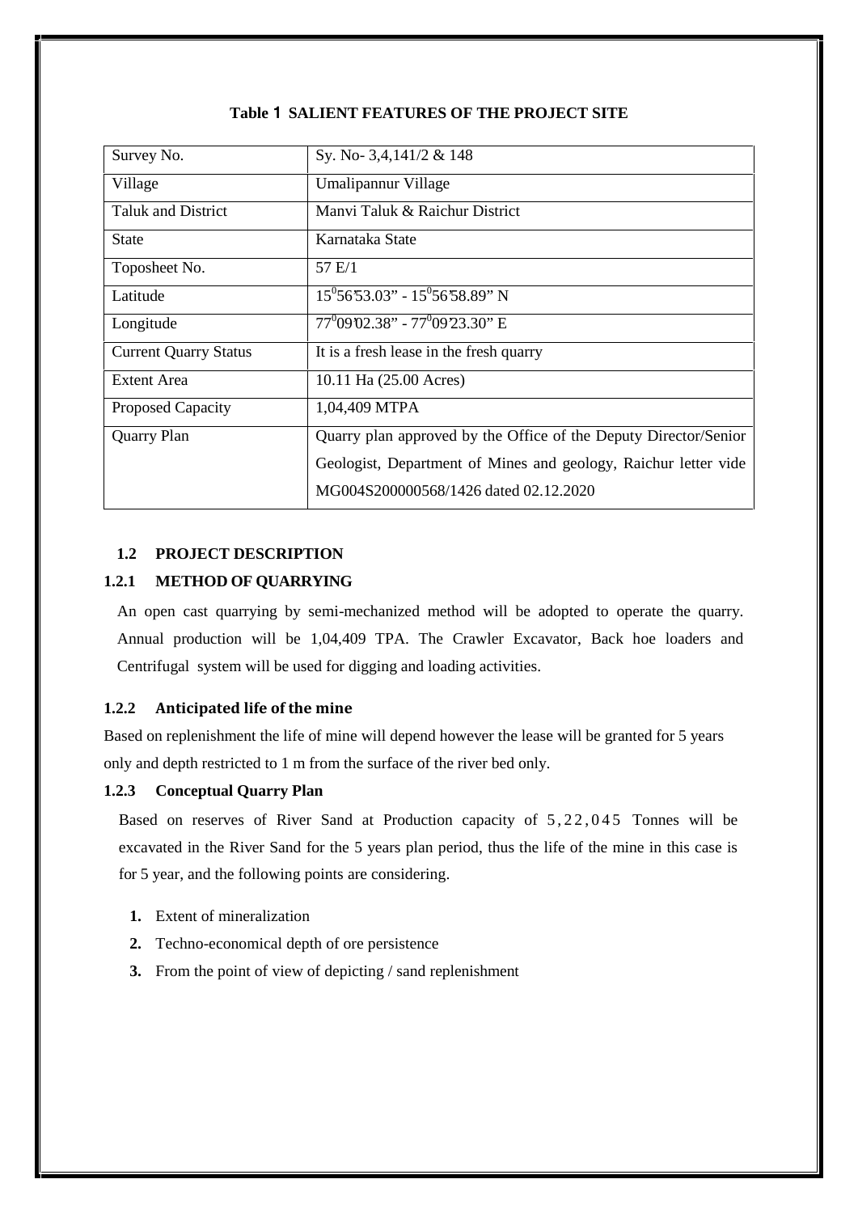**Table 1 SALIENT FEATURES OF THE PROJECT SITE**

| | |
|---|---|
| Survey No. | Sy. No- 3,4,141/2 & 148 |
| Village | Umalipannur Village |
| Taluk and District | Manvi Taluk & Raichur District |
| State | Karnataka State |
| Toposheet No. | 57 E/1 |
| Latitude | $15^0$56'53.03" - $15^0$56'58.89" N |
| Longitude | $77^0$09'02.38" - $77^0$09'23.30" E |
| Current Quarry Status | It is a fresh lease in the fresh quarry |
| Extent Area | 10.11 Ha (25.00 Acres) |
| Proposed Capacity | 1,04,409 MTPA |
| Quarry Plan | Quarry plan approved by the Office of the Deputy Director/Senior Geologist, Department of Mines and geology, Raichur letter vide MG004S200000568/1426 dated 02.12.2020 |

## 1.2 PROJECT DESCRIPTION

### 1.2.1 METHOD OF QUARRYING

An open cast quarrying by semi-mechanized method will be adopted to operate the quarry. Annual production will be 1,04,409 TPA. The Crawler Excavator, Back hoe loaders and Centrifugal system will be used for digging and loading activities.

### 1.2.2 Anticipated life of the mine

Based on replenishment the life of mine will depend however the lease will be granted for 5 years only and depth restricted to 1 m from the surface of the river bed only.

### 1.2.3 Conceptual Quarry Plan

Based on reserves of River Sand at Production capacity of 5,22,045 Tonnes will be excavated in the River Sand for the 5 years plan period, thus the life of the mine in this case is for 5 year, and the following points are considering.

1. Extent of mineralization
2. Techno-economical depth of ore persistence
3. From the point of view of depicting / sand replenishment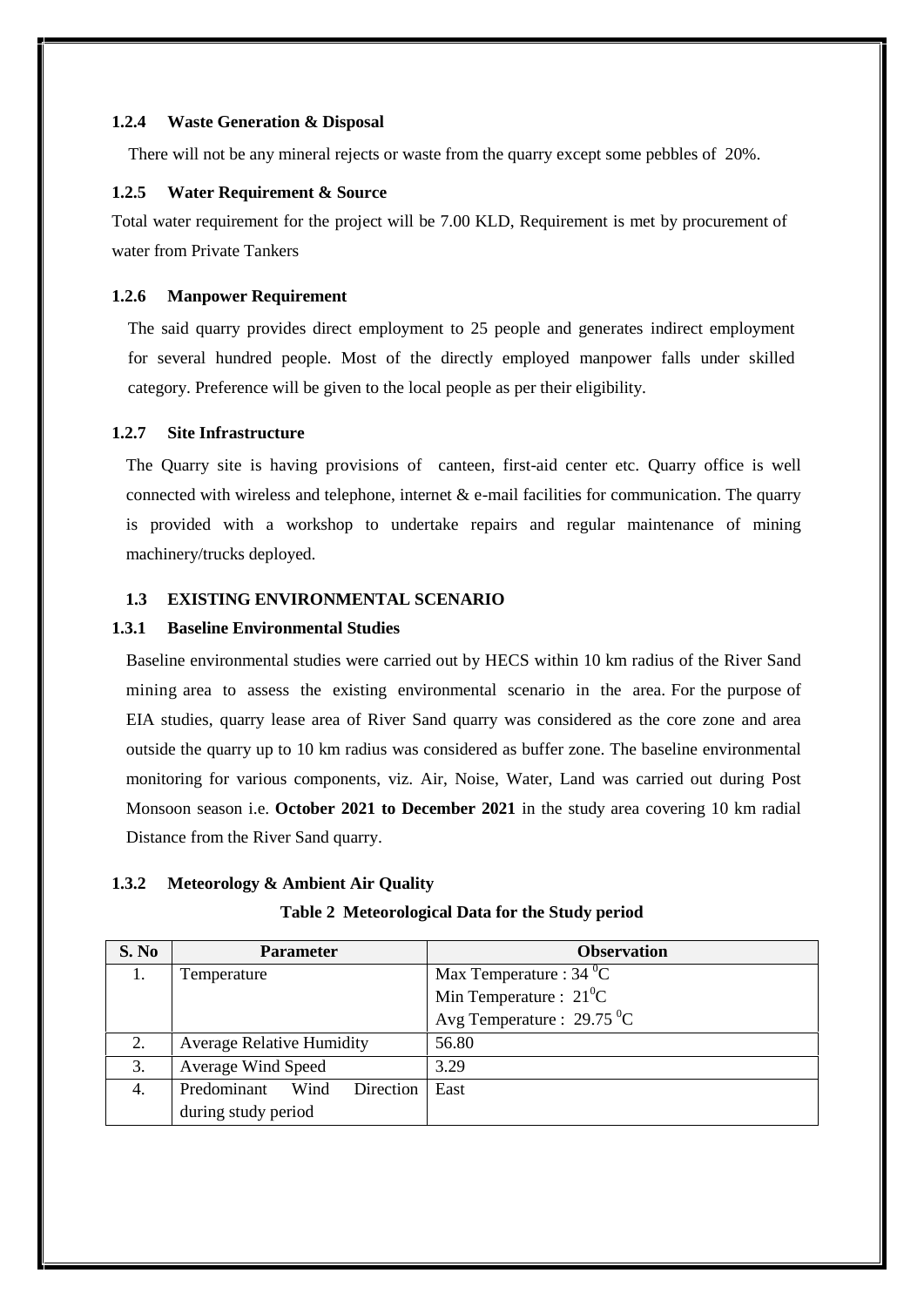### 1.2.4 Waste Generation & Disposal

There will not be any mineral rejects or waste from the quarry except some pebbles of 20%.

### 1.2.5 Water Requirement & Source

Total water requirement for the project will be 7.00 KLD, Requirement is met by procurement of water from Private Tankers

### 1.2.6 Manpower Requirement

The said quarry provides direct employment to 25 people and generates indirect employment for several hundred people. Most of the directly employed manpower falls under skilled category. Preference will be given to the local people as per their eligibility.

### 1.2.7 Site Infrastructure

The Quarry site is having provisions of canteen, first-aid center etc. Quarry office is well connected with wireless and telephone, internet & e-mail facilities for communication. The quarry is provided with a workshop to undertake repairs and regular maintenance of mining machinery/trucks deployed.

## 1.3 EXISTING ENVIRONMENTAL SCENARIO

### 1.3.1 Baseline Environmental Studies

Baseline environmental studies were carried out by HECS within 10 km radius of the River Sand mining area to assess the existing environmental scenario in the area. For the purpose of EIA studies, quarry lease area of River Sand quarry was considered as the core zone and area outside the quarry up to 10 km radius was considered as buffer zone. The baseline environmental monitoring for various components, viz. Air, Noise, Water, Land was carried out during Post Monsoon season i.e. **October 2021 to December 2021** in the study area covering 10 km radial Distance from the River Sand quarry.

### 1.3.2 Meteorology & Ambient Air Quality

**Table 2 Meteorological Data for the Study period**

| S. No | Parameter | Observation |
|---|---|---|
| 1. | Temperature | Max Temperature : 34 $^0$C |
| | | Min Temperature : 21$^0$C |
| | | Avg Temperature : 29.75 $^0$C |
| 2. | Average Relative Humidity | 56.80 |
| 3. | Average Wind Speed | 3.29 |
| 4. | Predominant Wind Direction during study period | East |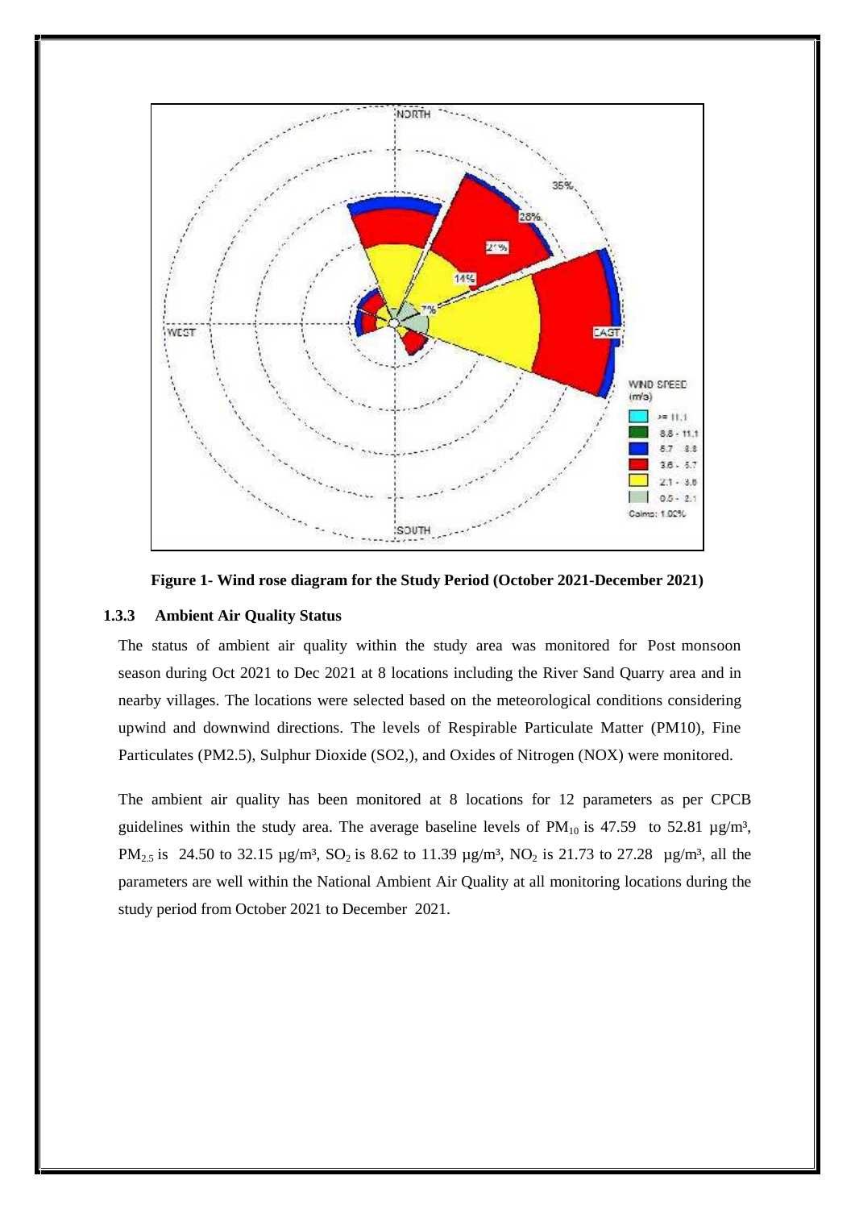Figure 1- Wind rose diagram for the Study Period (October 2021-December 2021)

### 1.3.3 Ambient Air Quality Status

The status of ambient air quality within the study area was monitored for Post monsoon season during Oct 2021 to Dec 2021 at 8 locations including the River Sand Quarry area and in nearby villages. The locations were selected based on the meteorological conditions considering upwind and downwind directions. The levels of Respirable Particulate Matter (PM10), Fine Particulates (PM2.5), Sulphur Dioxide (SO2,), and Oxides of Nitrogen (NOX) were monitored.

The ambient air quality has been monitored at 8 locations for 12 parameters as per CPCB guidelines within the study area. The average baseline levels of $PM_{10}$ is 47.59 to 52.81 µg/m³, $PM_{2.5}$ is 24.50 to 32.15 µg/m³, $SO_2$ is 8.62 to 11.39 µg/m³, $NO_2$ is 21.73 to 27.28 µg/m³, all the parameters are well within the National Ambient Air Quality at all monitoring locations during the study period from October 2021 to December 2021.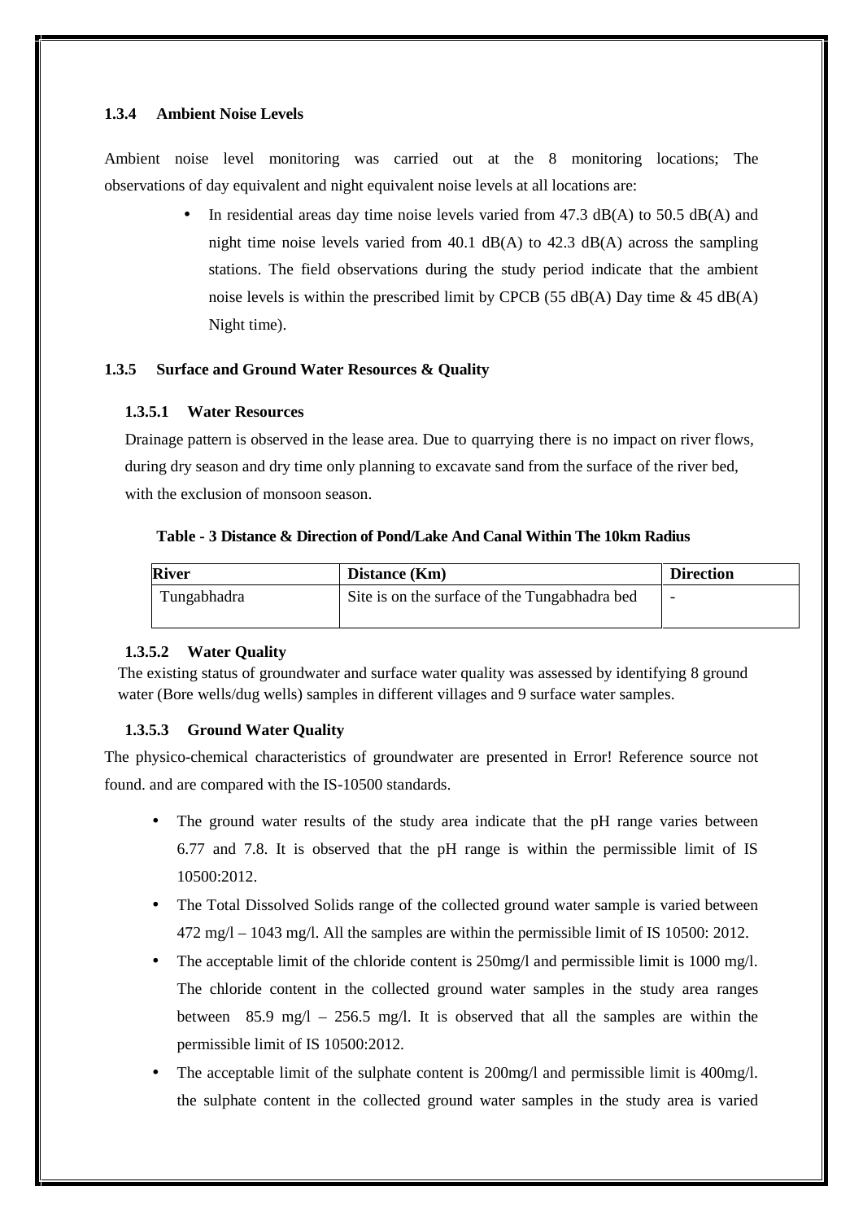### 1.3.4 Ambient Noise Levels

Ambient noise level monitoring was carried out at the 8 monitoring locations; The observations of day equivalent and night equivalent noise levels at all locations are:

- In residential areas day time noise levels varied from 47.3 dB(A) to 50.5 dB(A) and night time noise levels varied from 40.1 dB(A) to 42.3 dB(A) across the sampling stations. The field observations during the study period indicate that the ambient noise levels is within the prescribed limit by CPCB (55 dB(A) Day time & 45 dB(A) Night time).

### 1.3.5 Surface and Ground Water Resources & Quality

#### 1.3.5.1 Water Resources

Drainage pattern is observed in the lease area. Due to quarrying there is no impact on river flows, during dry season and dry time only planning to excavate sand from the surface of the river bed, with the exclusion of monsoon season.

**Table - 3 Distance & Direction of Pond/Lake And Canal Within The 10km Radius**

| River | Distance (Km) | Direction |
|---|---|---|
| Tungabhadra | Site is on the surface of the Tungabhadra bed | - |

#### 1.3.5.2 Water Quality

The existing status of groundwater and surface water quality was assessed by identifying 8 ground water (Bore wells/dug wells) samples in different villages and 9 surface water samples.

#### 1.3.5.3 Ground Water Quality

The physico-chemical characteristics of groundwater are presented in Error! Reference source not found. and are compared with the IS-10500 standards.

- The ground water results of the study area indicate that the pH range varies between 6.77 and 7.8. It is observed that the pH range is within the permissible limit of IS 10500:2012.
- The Total Dissolved Solids range of the collected ground water sample is varied between 472 mg/l – 1043 mg/l. All the samples are within the permissible limit of IS 10500: 2012.
- The acceptable limit of the chloride content is 250mg/l and permissible limit is 1000 mg/l. The chloride content in the collected ground water samples in the study area ranges between 85.9 mg/l – 256.5 mg/l. It is observed that all the samples are within the permissible limit of IS 10500:2012.
- The acceptable limit of the sulphate content is 200mg/l and permissible limit is 400mg/l. the sulphate content in the collected ground water samples in the study area is varied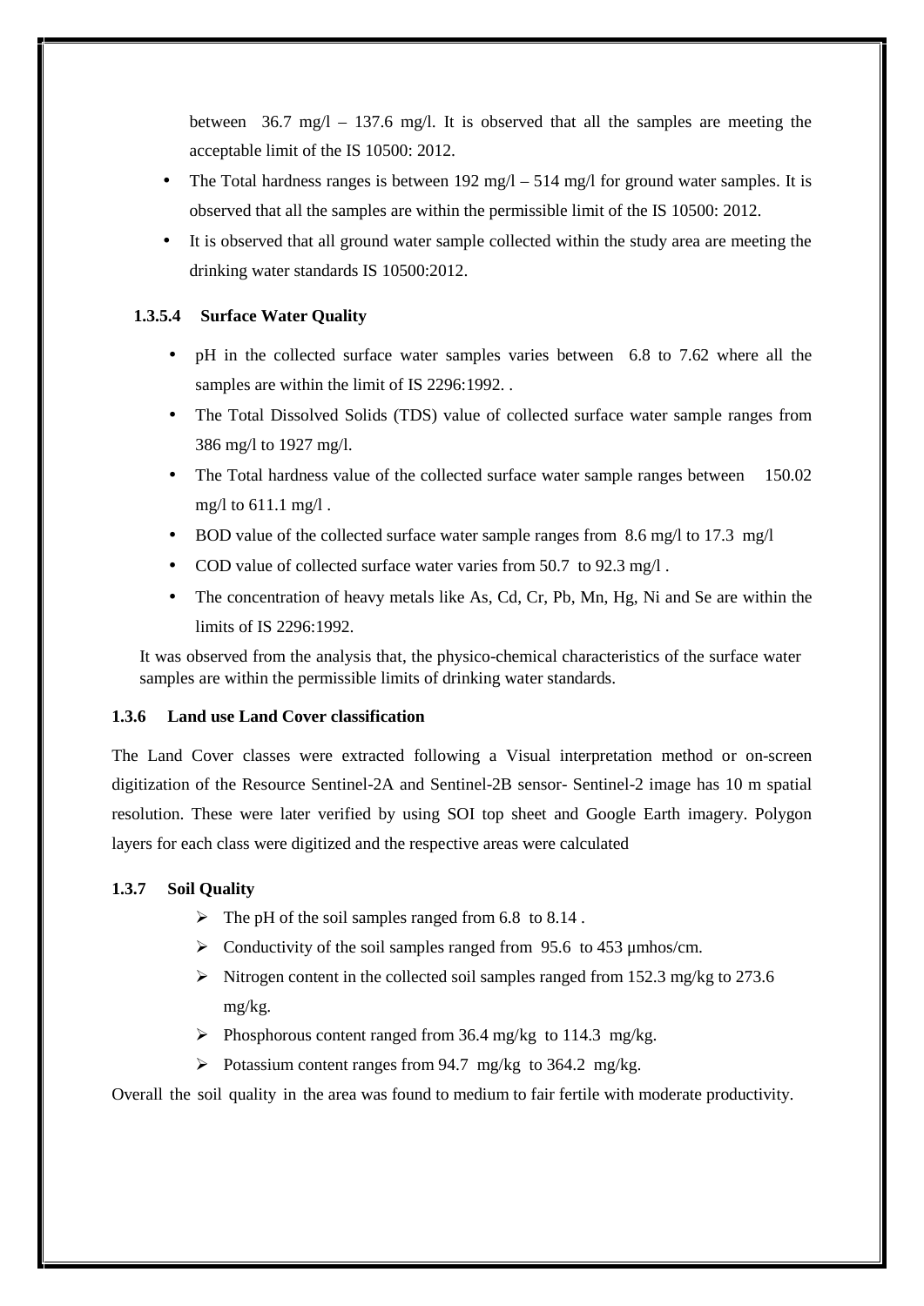between 36.7 mg/l – 137.6 mg/l. It is observed that all the samples are meeting the acceptable limit of the IS 10500: 2012.

- The Total hardness ranges is between 192 mg/l – 514 mg/l for ground water samples. It is observed that all the samples are within the permissible limit of the IS 10500: 2012.
- It is observed that all ground water sample collected within the study area are meeting the drinking water standards IS 10500:2012.

#### 1.3.5.4 Surface Water Quality

- pH in the collected surface water samples varies between 6.8 to 7.62 where all the samples are within the limit of IS 2296:1992. .
- The Total Dissolved Solids (TDS) value of collected surface water sample ranges from 386 mg/l to 1927 mg/l.
- The Total hardness value of the collected surface water sample ranges between 150.02 mg/l to 611.1 mg/l .
- BOD value of the collected surface water sample ranges from 8.6 mg/l to 17.3 mg/l
- COD value of collected surface water varies from 50.7 to 92.3 mg/l .
- The concentration of heavy metals like As, Cd, Cr, Pb, Mn, Hg, Ni and Se are within the limits of IS 2296:1992.

It was observed from the analysis that, the physico-chemical characteristics of the surface water samples are within the permissible limits of drinking water standards.

### 1.3.6 Land use Land Cover classification

The Land Cover classes were extracted following a Visual interpretation method or on-screen digitization of the Resource Sentinel-2A and Sentinel-2B sensor- Sentinel-2 image has 10 m spatial resolution. These were later verified by using SOI top sheet and Google Earth imagery. Polygon layers for each class were digitized and the respective areas were calculated

### 1.3.7 Soil Quality

- The pH of the soil samples ranged from 6.8 to 8.14 .
- Conductivity of the soil samples ranged from 95.6 to 453 µmhos/cm.
- Nitrogen content in the collected soil samples ranged from 152.3 mg/kg to 273.6 mg/kg.
- Phosphorous content ranged from 36.4 mg/kg to 114.3 mg/kg.
- Potassium content ranges from 94.7 mg/kg to 364.2 mg/kg.

Overall the soil quality in the area was found to medium to fair fertile with moderate productivity.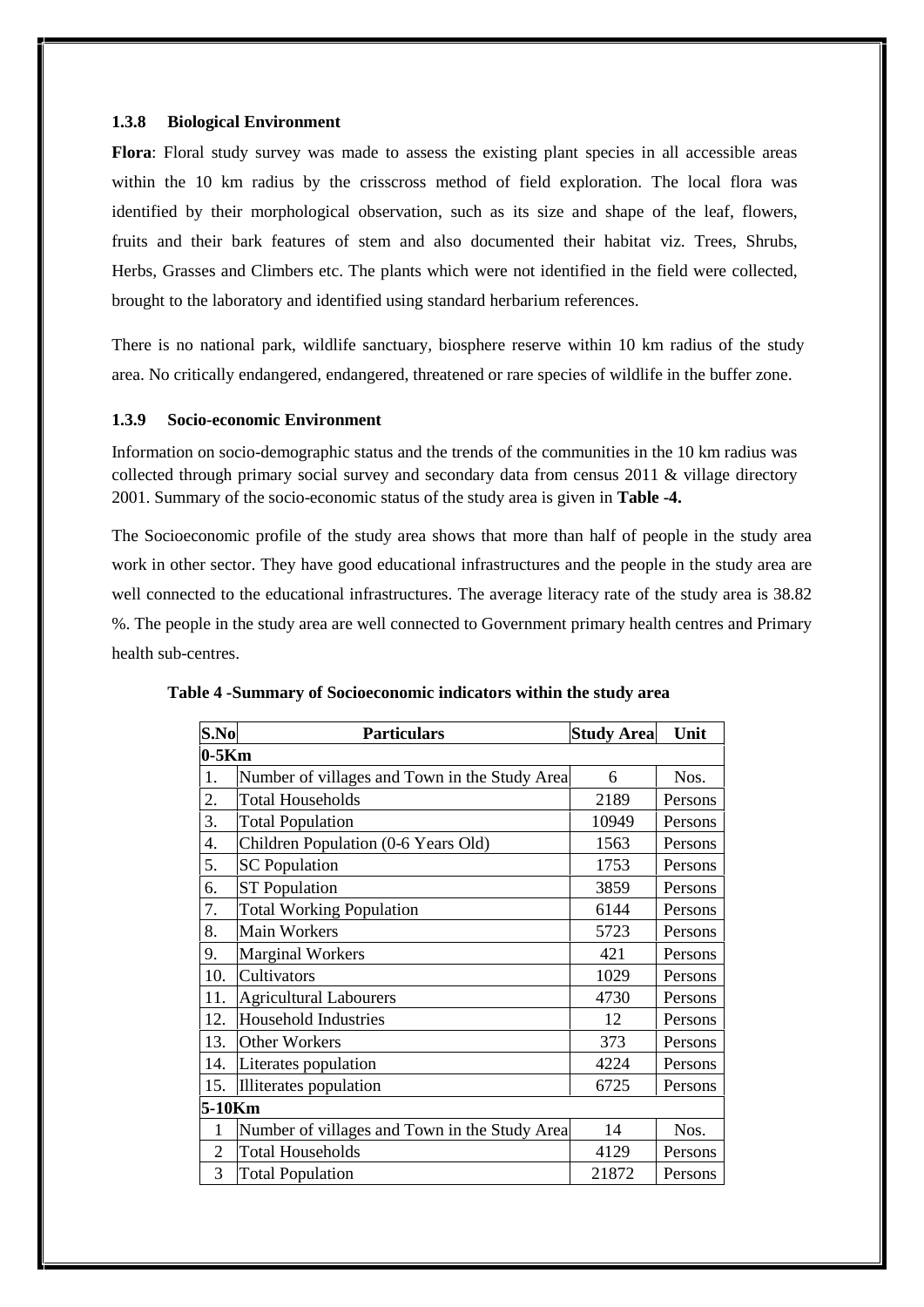### 1.3.8 Biological Environment

**Flora**: Floral study survey was made to assess the existing plant species in all accessible areas within the 10 km radius by the crisscross method of field exploration. The local flora was identified by their morphological observation, such as its size and shape of the leaf, flowers, fruits and their bark features of stem and also documented their habitat viz. Trees, Shrubs, Herbs, Grasses and Climbers etc. The plants which were not identified in the field were collected, brought to the laboratory and identified using standard herbarium references.

There is no national park, wildlife sanctuary, biosphere reserve within 10 km radius of the study area. No critically endangered, endangered, threatened or rare species of wildlife in the buffer zone.

### 1.3.9 Socio-economic Environment

Information on socio-demographic status and the trends of the communities in the 10 km radius was collected through primary social survey and secondary data from census 2011 & village directory 2001. Summary of the socio-economic status of the study area is given in **Table -4.**

The Socioeconomic profile of the study area shows that more than half of people in the study area work in other sector. They have good educational infrastructures and the people in the study area are well connected to the educational infrastructures. The average literacy rate of the study area is 38.82 %. The people in the study area are well connected to Government primary health centres and Primary health sub-centres.

**Table 4 -Summary of Socioeconomic indicators within the study area**

| S.No | Particulars | Study Area | Unit |
|---|---|---|---|
| **0-5Km** | | | |
| 1. | Number of villages and Town in the Study Area | 6 | Nos. |
| 2. | Total Households | 2189 | Persons |
| 3. | Total Population | 10949 | Persons |
| 4. | Children Population (0-6 Years Old) | 1563 | Persons |
| 5. | SC Population | 1753 | Persons |
| 6. | ST Population | 3859 | Persons |
| 7. | Total Working Population | 6144 | Persons |
| 8. | Main Workers | 5723 | Persons |
| 9. | Marginal Workers | 421 | Persons |
| 10. | Cultivators | 1029 | Persons |
| 11. | Agricultural Labourers | 4730 | Persons |
| 12. | Household Industries | 12 | Persons |
| 13. | Other Workers | 373 | Persons |
| 14. | Literates population | 4224 | Persons |
| 15. | Illiterates population | 6725 | Persons |
| **5-10Km** | | | |
| 1 | Number of villages and Town in the Study Area | 14 | Nos. |
| 2 | Total Households | 4129 | Persons |
| 3 | Total Population | 21872 | Persons |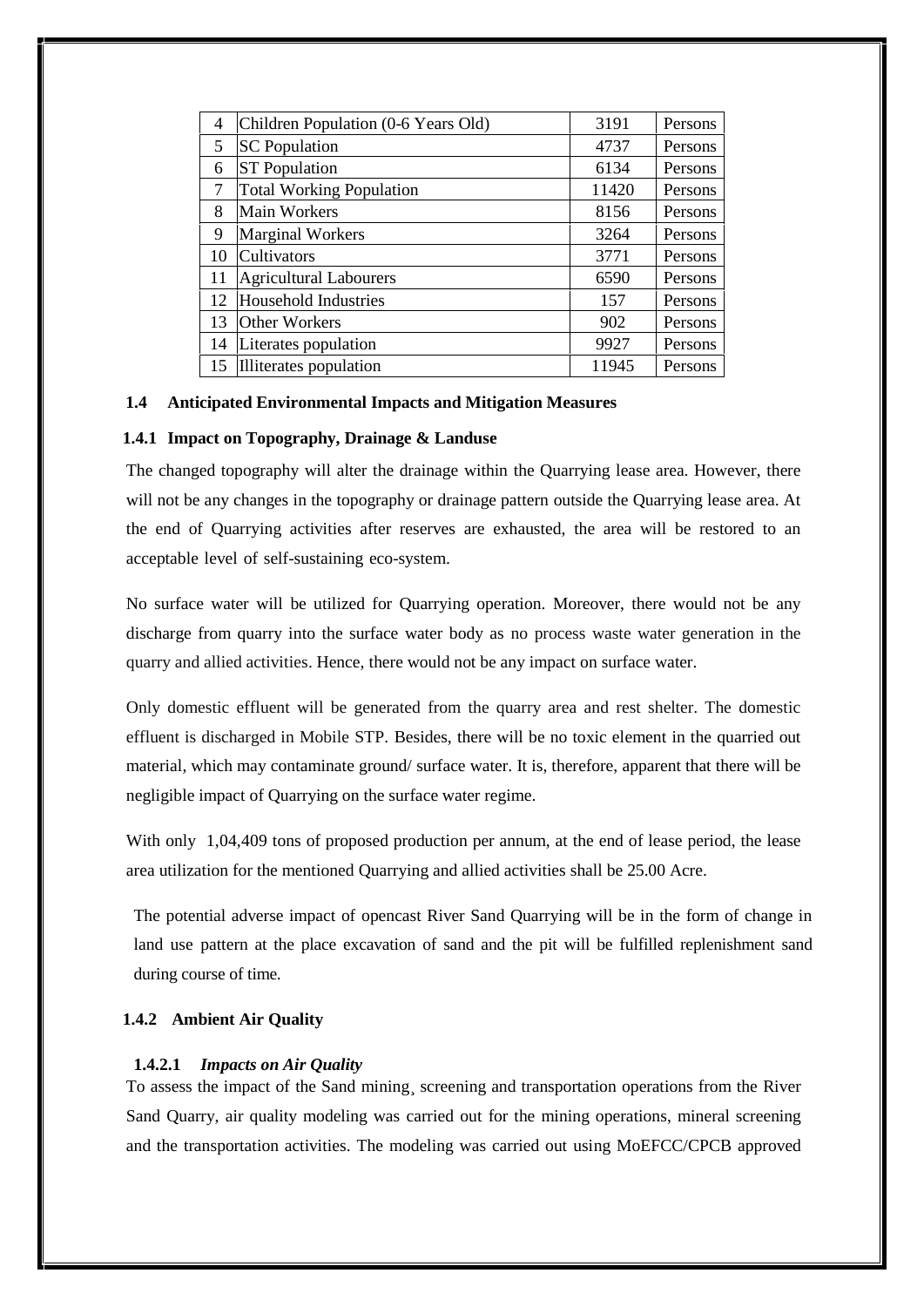| 4 | Children Population (0-6 Years Old) | 3191 | Persons |
|---|---|---|---|
| 5 | SC Population | 4737 | Persons |
| 6 | ST Population | 6134 | Persons |
| 7 | Total Working Population | 11420 | Persons |
| 8 | Main Workers | 8156 | Persons |
| 9 | Marginal Workers | 3264 | Persons |
| 10 | Cultivators | 3771 | Persons |
| 11 | Agricultural Labourers | 6590 | Persons |
| 12 | Household Industries | 157 | Persons |
| 13 | Other Workers | 902 | Persons |
| 14 | Literates population | 9927 | Persons |
| 15 | Illiterates population | 11945 | Persons |

## 1.4 Anticipated Environmental Impacts and Mitigation Measures

### 1.4.1 Impact on Topography, Drainage & Landuse

The changed topography will alter the drainage within the Quarrying lease area. However, there will not be any changes in the topography or drainage pattern outside the Quarrying lease area. At the end of Quarrying activities after reserves are exhausted, the area will be restored to an acceptable level of self-sustaining eco-system.

No surface water will be utilized for Quarrying operation. Moreover, there would not be any discharge from quarry into the surface water body as no process waste water generation in the quarry and allied activities. Hence, there would not be any impact on surface water.

Only domestic effluent will be generated from the quarry area and rest shelter. The domestic effluent is discharged in Mobile STP. Besides, there will be no toxic element in the quarried out material, which may contaminate ground/ surface water. It is, therefore, apparent that there will be negligible impact of Quarrying on the surface water regime.

With only 1,04,409 tons of proposed production per annum, at the end of lease period, the lease area utilization for the mentioned Quarrying and allied activities shall be 25.00 Acre.

The potential adverse impact of opencast River Sand Quarrying will be in the form of change in land use pattern at the place excavation of sand and the pit will be fulfilled replenishment sand during course of time.

### 1.4.2 Ambient Air Quality

#### 1.4.2.1 *Impacts on Air Quality*

To assess the impact of the Sand mining, screening and transportation operations from the River Sand Quarry, air quality modeling was carried out for the mining operations, mineral screening and the transportation activities. The modeling was carried out using MoEFCC/CPCB approved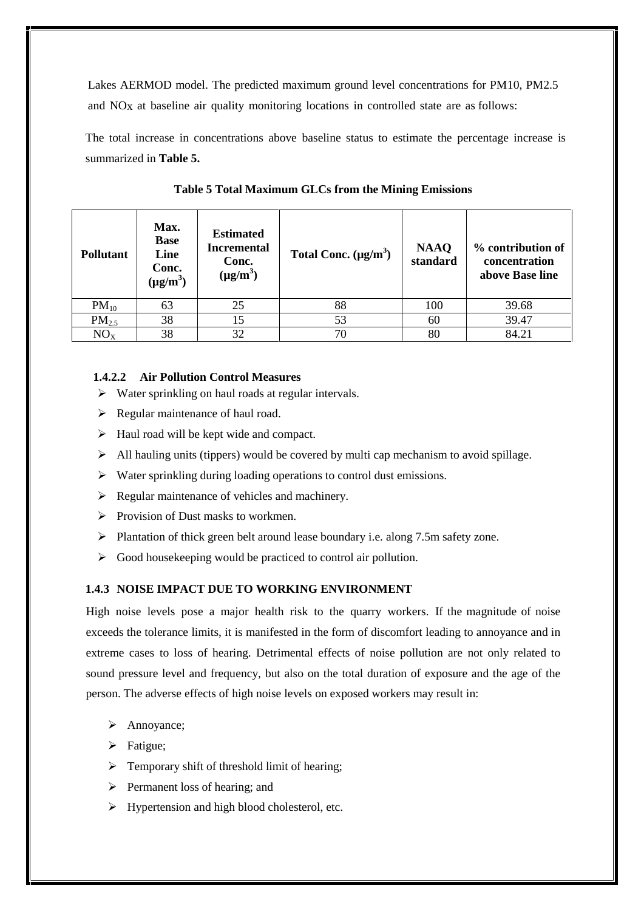Lakes AERMOD model. The predicted maximum ground level concentrations for PM10, PM2.5 and $NO_X$ at baseline air quality monitoring locations in controlled state are as follows:

The total increase in concentrations above baseline status to estimate the percentage increase is summarized in **Table 5.**

**Table 5 Total Maximum GLCs from the Mining Emissions**

| Pollutant | Max. Base Line Conc. ($\mu g/m^3$) | Estimated Incremental Conc. ($\mu g/m^3$) | Total Conc. ($\mu g/m^3$) | NAAQ standard | % contribution of concentration above Base line |
|---|---|---|---|---|---|
| $PM_{10}$ | 63 | 25 | 88 | 100 | 39.68 |
| $PM_{2.5}$ | 38 | 15 | 53 | 60 | 39.47 |
| $NO_X$ | 38 | 32 | 70 | 80 | 84.21 |

#### 1.4.2.2 Air Pollution Control Measures

- Water sprinkling on haul roads at regular intervals.
- Regular maintenance of haul road.
- Haul road will be kept wide and compact.
- All hauling units (tippers) would be covered by multi cap mechanism to avoid spillage.
- Water sprinkling during loading operations to control dust emissions.
- Regular maintenance of vehicles and machinery.
- Provision of Dust masks to workmen.
- Plantation of thick green belt around lease boundary i.e. along 7.5m safety zone.
- Good housekeeping would be practiced to control air pollution.

### 1.4.3 NOISE IMPACT DUE TO WORKING ENVIRONMENT

High noise levels pose a major health risk to the quarry workers. If the magnitude of noise exceeds the tolerance limits, it is manifested in the form of discomfort leading to annoyance and in extreme cases to loss of hearing. Detrimental effects of noise pollution are not only related to sound pressure level and frequency, but also on the total duration of exposure and the age of the person. The adverse effects of high noise levels on exposed workers may result in:

- Annoyance;
- Fatigue;
- Temporary shift of threshold limit of hearing;
- Permanent loss of hearing; and
- Hypertension and high blood cholesterol, etc.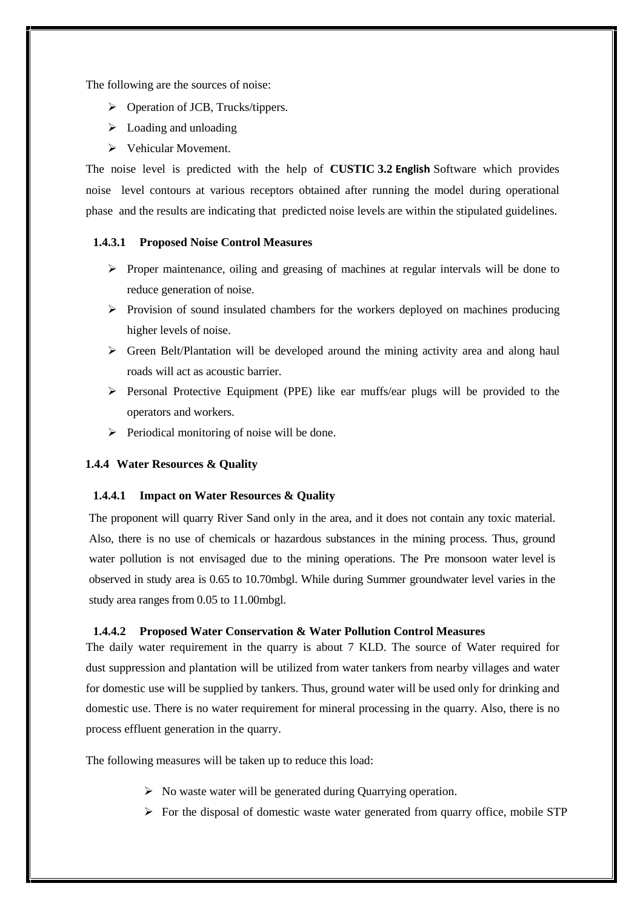The following are the sources of noise:

- Operation of JCB, Trucks/tippers.
- Loading and unloading
- Vehicular Movement.

The noise level is predicted with the help of **CUSTIC 3.2 English** Software which provides noise level contours at various receptors obtained after running the model during operational phase and the results are indicating that predicted noise levels are within the stipulated guidelines.

#### 1.4.3.1 Proposed Noise Control Measures

- Proper maintenance, oiling and greasing of machines at regular intervals will be done to reduce generation of noise.
- Provision of sound insulated chambers for the workers deployed on machines producing higher levels of noise.
- Green Belt/Plantation will be developed around the mining activity area and along haul roads will act as acoustic barrier.
- Personal Protective Equipment (PPE) like ear muffs/ear plugs will be provided to the operators and workers.
- Periodical monitoring of noise will be done.

### 1.4.4 Water Resources & Quality

#### 1.4.4.1 Impact on Water Resources & Quality

The proponent will quarry River Sand only in the area, and it does not contain any toxic material. Also, there is no use of chemicals or hazardous substances in the mining process. Thus, ground water pollution is not envisaged due to the mining operations. The Pre monsoon water level is observed in study area is 0.65 to 10.70mbgl. While during Summer groundwater level varies in the study area ranges from 0.05 to 11.00mbgl.

#### 1.4.4.2 Proposed Water Conservation & Water Pollution Control Measures

The daily water requirement in the quarry is about 7 KLD. The source of Water required for dust suppression and plantation will be utilized from water tankers from nearby villages and water for domestic use will be supplied by tankers. Thus, ground water will be used only for drinking and domestic use. There is no water requirement for mineral processing in the quarry. Also, there is no process effluent generation in the quarry.

The following measures will be taken up to reduce this load:

- No waste water will be generated during Quarrying operation.
- For the disposal of domestic waste water generated from quarry office, mobile STP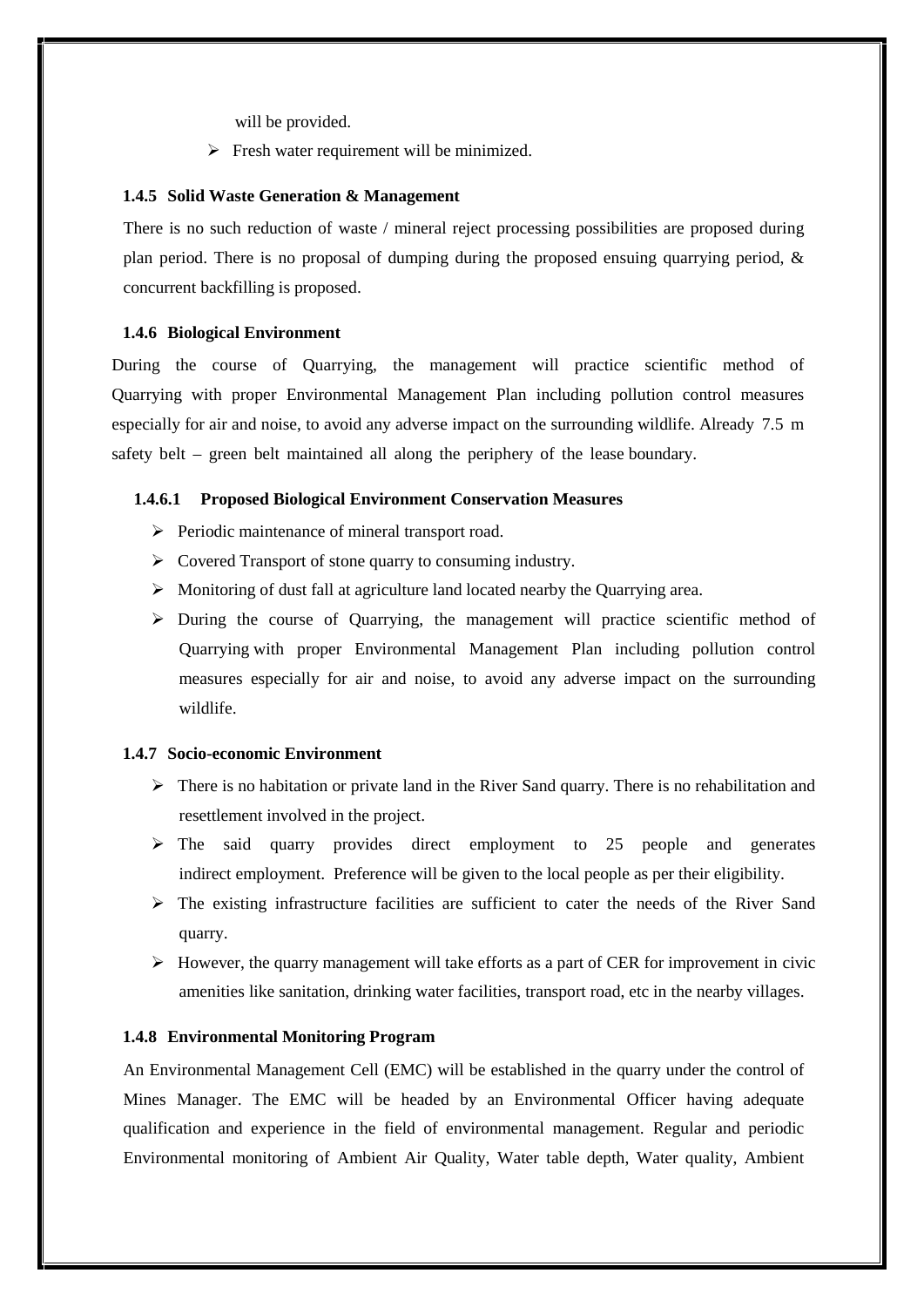will be provided.

- Fresh water requirement will be minimized.

### 1.4.5 Solid Waste Generation & Management

There is no such reduction of waste / mineral reject processing possibilities are proposed during plan period. There is no proposal of dumping during the proposed ensuing quarrying period, & concurrent backfilling is proposed.

### 1.4.6 Biological Environment

During the course of Quarrying, the management will practice scientific method of Quarrying with proper Environmental Management Plan including pollution control measures especially for air and noise, to avoid any adverse impact on the surrounding wildlife. Already 7.5 m safety belt – green belt maintained all along the periphery of the lease boundary.

#### 1.4.6.1 Proposed Biological Environment Conservation Measures

- Periodic maintenance of mineral transport road.
- Covered Transport of stone quarry to consuming industry.
- Monitoring of dust fall at agriculture land located nearby the Quarrying area.
- During the course of Quarrying, the management will practice scientific method of Quarrying with proper Environmental Management Plan including pollution control measures especially for air and noise, to avoid any adverse impact on the surrounding wildlife.

### 1.4.7 Socio-economic Environment

- There is no habitation or private land in the River Sand quarry. There is no rehabilitation and resettlement involved in the project.
- The said quarry provides direct employment to 25 people and generates indirect employment. Preference will be given to the local people as per their eligibility.
- The existing infrastructure facilities are sufficient to cater the needs of the River Sand quarry.
- However, the quarry management will take efforts as a part of CER for improvement in civic amenities like sanitation, drinking water facilities, transport road, etc in the nearby villages.

### 1.4.8 Environmental Monitoring Program

An Environmental Management Cell (EMC) will be established in the quarry under the control of Mines Manager. The EMC will be headed by an Environmental Officer having adequate qualification and experience in the field of environmental management. Regular and periodic Environmental monitoring of Ambient Air Quality, Water table depth, Water quality, Ambient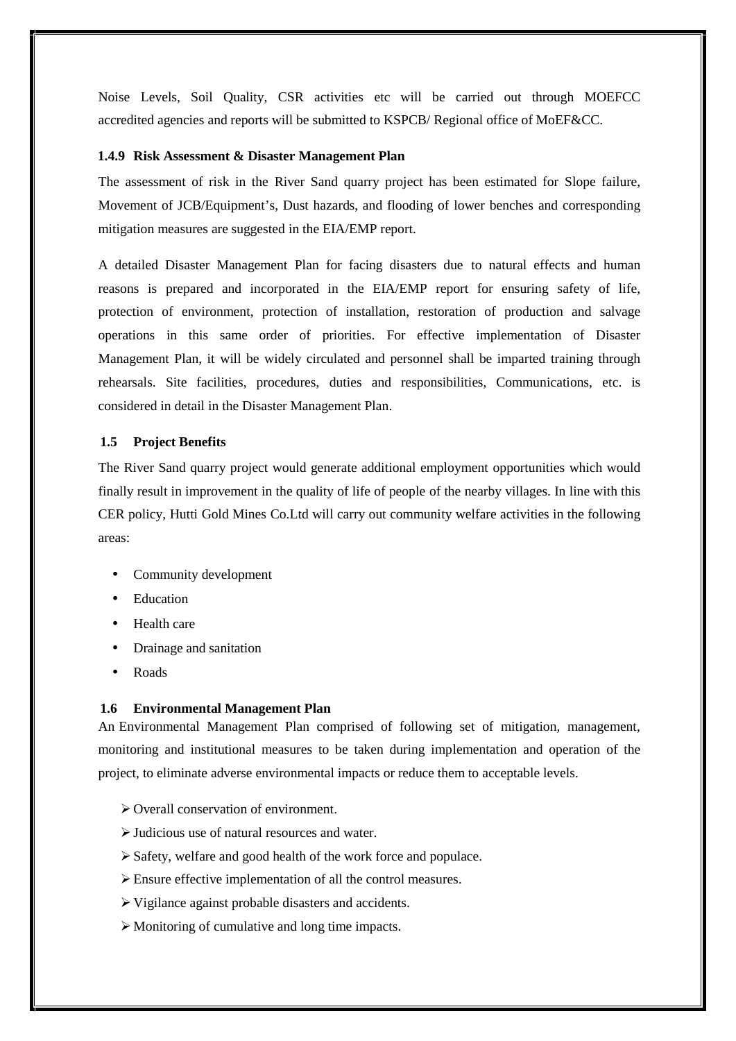Noise Levels, Soil Quality, CSR activities etc will be carried out through MOEFCC accredited agencies and reports will be submitted to KSPCB/ Regional office of MoEF&CC.

### 1.4.9 Risk Assessment & Disaster Management Plan

The assessment of risk in the River Sand quarry project has been estimated for Slope failure, Movement of JCB/Equipment's, Dust hazards, and flooding of lower benches and corresponding mitigation measures are suggested in the EIA/EMP report.

A detailed Disaster Management Plan for facing disasters due to natural effects and human reasons is prepared and incorporated in the EIA/EMP report for ensuring safety of life, protection of environment, protection of installation, restoration of production and salvage operations in this same order of priorities. For effective implementation of Disaster Management Plan, it will be widely circulated and personnel shall be imparted training through rehearsals. Site facilities, procedures, duties and responsibilities, Communications, etc. is considered in detail in the Disaster Management Plan.

## 1.5 Project Benefits

The River Sand quarry project would generate additional employment opportunities which would finally result in improvement in the quality of life of people of the nearby villages. In line with this CER policy, Hutti Gold Mines Co.Ltd will carry out community welfare activities in the following areas:

- Community development
- Education
- Health care
- Drainage and sanitation
- Roads

## 1.6 Environmental Management Plan

An Environmental Management Plan comprised of following set of mitigation, management, monitoring and institutional measures to be taken during implementation and operation of the project, to eliminate adverse environmental impacts or reduce them to acceptable levels.

- Overall conservation of environment.
- Judicious use of natural resources and water.
- Safety, welfare and good health of the work force and populace.
- Ensure effective implementation of all the control measures.
- Vigilance against probable disasters and accidents.
- Monitoring of cumulative and long time impacts.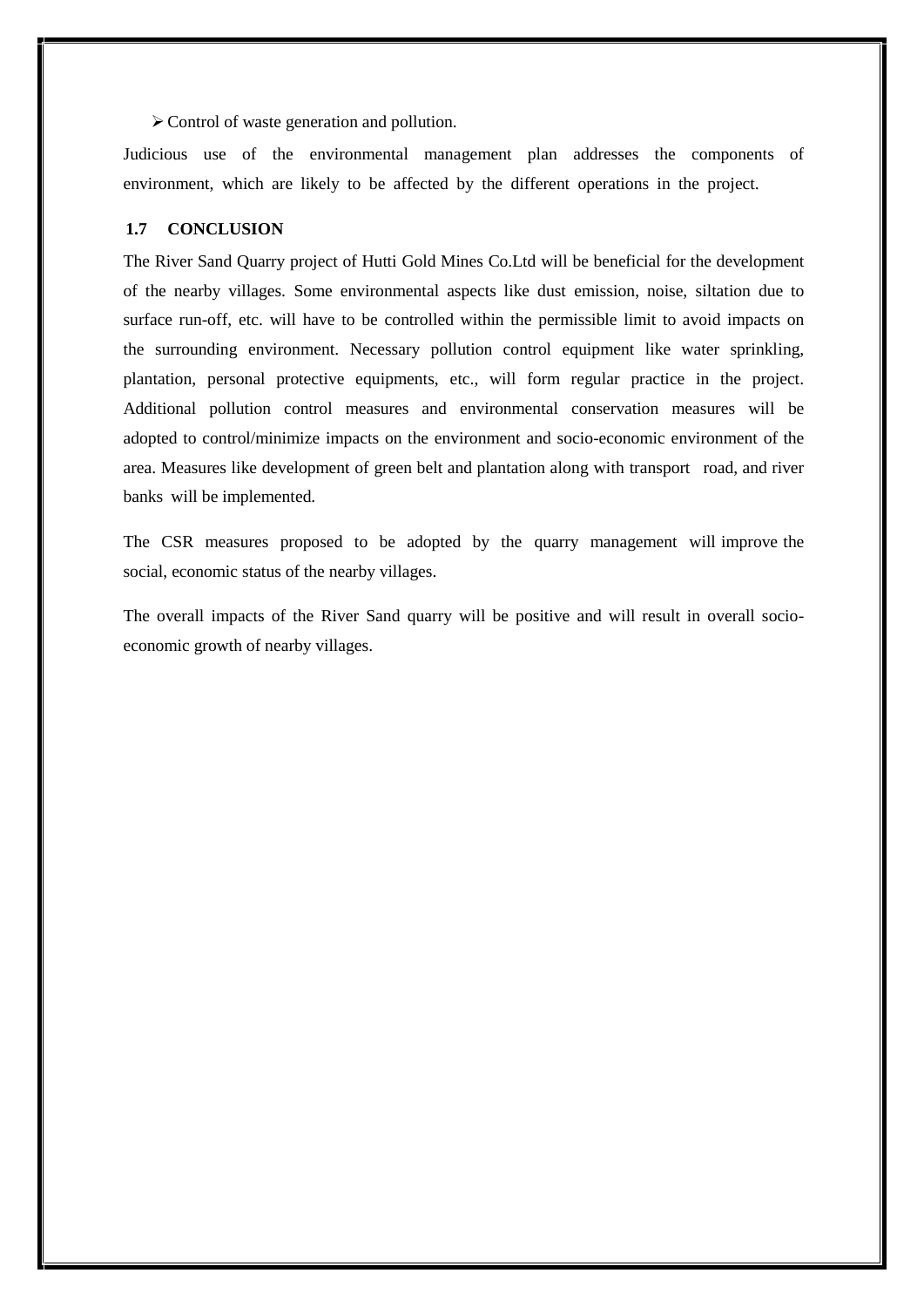- Control of waste generation and pollution.

Judicious use of the environmental management plan addresses the components of environment, which are likely to be affected by the different operations in the project.

## 1.7 CONCLUSION

The River Sand Quarry project of Hutti Gold Mines Co.Ltd will be beneficial for the development of the nearby villages. Some environmental aspects like dust emission, noise, siltation due to surface run-off, etc. will have to be controlled within the permissible limit to avoid impacts on the surrounding environment. Necessary pollution control equipment like water sprinkling, plantation, personal protective equipments, etc., will form regular practice in the project. Additional pollution control measures and environmental conservation measures will be adopted to control/minimize impacts on the environment and socio-economic environment of the area. Measures like development of green belt and plantation along with transport road, and river banks will be implemented.

The CSR measures proposed to be adopted by the quarry management will improve the social, economic status of the nearby villages.

The overall impacts of the River Sand quarry will be positive and will result in overall socio-economic growth of nearby villages.